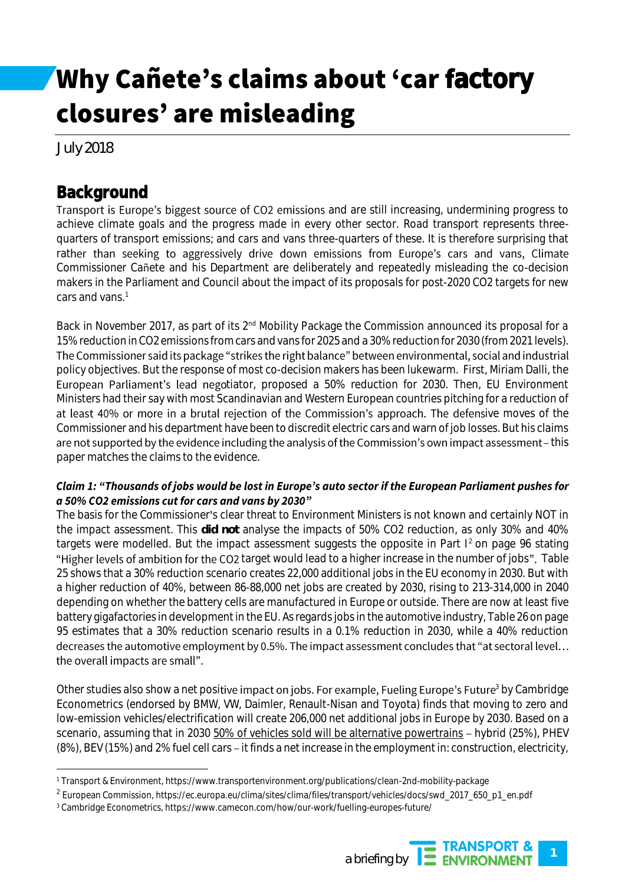# Why Cañete's claims about 'car factory closures' are misleading

July 2018

## Background

Transport is Europe's biggest source of $CO_2$ emissions and are still increasing, undermining progress to achieve climate goals and the progress made in every other sector. Road transport represents three-quarters of transport emissions; and cars and vans three-quarters of these. It is therefore surprising that rather than seeking to aggressively drive down emissions from Europe's cars and vans, Climate Commissioner Cañete and his Department are deliberately and repeatedly misleading the co-decision makers in the Parliament and Council about the impact of its proposals for post-2020 $CO_2$ targets for new cars and vans.[1]

Back in November 2017, as part of its 2nd Mobility Package the Commission announced its proposal for a 15% reduction in $CO_2$ emissions from cars and vans for 2025 and a 30% reduction for 2030 (from 2021 levels). The Commissioner said its package "strikes the right balance" between environmental, social and industrial policy objectives. But the response of most co-decision makers has been lukewarm. First, Miriam Dalli, the European Parliament's lead negotiator, proposed a 50% reduction for 2030. Then, EU Environment Ministers had their say with most Scandinavian and Western European countries pitching for a reduction of at least 40% or more in a brutal rejection of the Commission's approach. The defensive moves of the Commissioner and his department have been to discredit electric cars and warn of job losses. But his claims are not supported by the evidence including the analysis of the Commission's own impact assessment – this paper matches the claims to the evidence.

***Claim 1: "Thousands of jobs would be lost in Europe's auto sector if the European Parliament pushes for a 50% CO2 emissions cut for cars and vans by 2030"***

The basis for the Commissioner's clear threat to Environment Ministers is not known and certainly NOT in the impact assessment. This **did not** analyse the impacts of 50% $CO_2$ reduction, as only 30% and 40% targets were modelled. But the impact assessment suggests the opposite in Part I[2] on page 96 stating "Higher levels of ambition for the $CO_2$ target would lead to a higher increase in the number of jobs". Table 25 shows that a 30% reduction scenario creates 22,000 additional jobs in the EU economy in 2030. But with a higher reduction of 40%, between 86-88,000 net jobs are created by 2030, rising to 213-314,000 in 2040 depending on whether the battery cells are manufactured in Europe or outside. There are now at least five battery gigafactories in development in the EU. As regards jobs in the automotive industry, Table 26 on page 95 estimates that a 30% reduction scenario results in a 0.1% reduction in 2030, while a 40% reduction decreases the automotive employment by 0.5%. The impact assessment concludes that "at sectoral level… the overall impacts are small".

Other studies also show a net positive impact on jobs. For example, Fueling Europe's Future[3] by Cambridge Econometrics (endorsed by BMW, VW, Daimler, Renault-Nisan and Toyota) finds that moving to zero and low-emission vehicles/electrification will create 206,000 net additional jobs in Europe by 2030. Based on a scenario, assuming that in 2030 <u>50% of vehicles sold will be alternative powertrains</u> – hybrid (25%), PHEV (8%), BEV (15%) and 2% fuel cell cars – it finds a net increase in the employment in: construction, electricity,

[1] Transport & Environment, https://www.transportenvironment.org/publications/clean-2nd-mobility-package

[2] European Commission, https://ec.europa.eu/clima/sites/clima/files/transport/vehicles/docs/swd_2017_650_p1_en.pdf

[3] Cambridge Econometrics, https://www.camecon.com/how/our-work/fuelling-europes-future/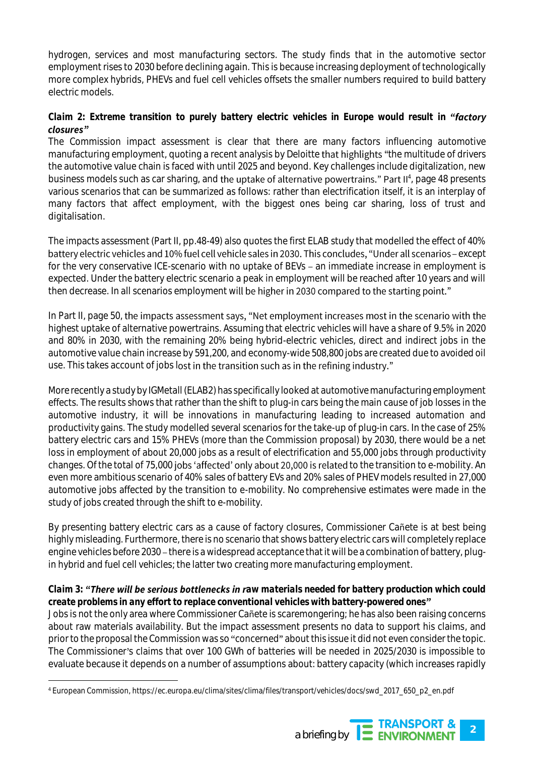hydrogen, services and most manufacturing sectors. The study finds that in the automotive sector employment rises to 2030 before declining again. This is because increasing deployment of technologically more complex hybrids, PHEVs and fuel cell vehicles offsets the smaller numbers required to build battery electric models.

**Claim 2: Extreme transition to purely battery electric vehicles in Europe would result in *"factory closures"***

The Commission impact assessment is clear that there are many factors influencing automotive manufacturing employment, quoting a recent analysis by Deloitte that highlights "the multitude of drivers the automotive value chain is faced with until 2025 and beyond. Key challenges include digitalization, new business models such as car sharing, and the uptake of alternative powertrains." Part II[4], page 48 presents various scenarios that can be summarized as follows: rather than electrification itself, it is an interplay of many factors that affect employment, with the biggest ones being car sharing, loss of trust and digitalisation.

The impacts assessment (Part II, pp.48-49) also quotes the first ELAB study that modelled the effect of 40% battery electric vehicles and 10% fuel cell vehicle sales in 2030. This concludes, "Under all scenarios – except for the very conservative ICE-scenario with no uptake of BEVs – an immediate increase in employment is expected. Under the battery electric scenario a peak in employment will be reached after 10 years and will then decrease. In all scenarios employment will be higher in 2030 compared to the starting point."

In Part II, page 50, the impacts assessment says, "Net employment increases most in the scenario with the highest uptake of alternative powertrains. Assuming that electric vehicles will have a share of 9.5% in 2020 and 80% in 2030, with the remaining 20% being hybrid-electric vehicles, direct and indirect jobs in the automotive value chain increase by 591,200, and economy-wide 508,800 jobs are created due to avoided oil use. This takes account of jobs lost in the transition such as in the refining industry."

More recently a study by IGMetall (ELAB2) has specifically looked at automotive manufacturing employment effects. The results shows that rather than the shift to plug-in cars being the main cause of job losses in the automotive industry, it will be innovations in manufacturing leading to increased automation and productivity gains. The study modelled several scenarios for the take-up of plug-in cars. In the case of 25% battery electric cars and 15% PHEVs (more than the Commission proposal) by 2030, there would be a net loss in employment of about 20,000 jobs as a result of electrification and 55,000 jobs through productivity changes. Of the total of 75,000 jobs 'affected' only about 20,000 is related to the transition to e-mobility. An even more ambitious scenario of 40% sales of battery EVs and 20% sales of PHEV models resulted in 27,000 automotive jobs affected by the transition to e-mobility. No comprehensive estimates were made in the study of jobs created through the shift to e-mobility.

By presenting battery electric cars as a cause of factory closures, Commissioner Cañete is at best being highly misleading. Furthermore, there is no scenario that shows battery electric cars will completely replace engine vehicles before 2030 – there is a widespread acceptance that it will be a combination of battery, plug-in hybrid and fuel cell vehicles; the latter two creating more manufacturing employment.

**Claim 3: *"There will be serious bottlenecks in r*aw materials needed for battery production which could create problems in any effort to replace conventional vehicles with battery-powered ones"**

Jobs is not the only area where Commissioner Cañete is scaremongering; he has also been raising concerns about raw materials availability. But the impact assessment presents no data to support his claims, and prior to the proposal the Commission was so "concerned" about this issue it did not even consider the topic. The Commissioner's claims that over 100 GWh of batteries will be needed in 2025/2030 is impossible to evaluate because it depends on a number of assumptions about: battery capacity (which increases rapidly

[4] European Commission, https://ec.europa.eu/clima/sites/clima/files/transport/vehicles/docs/swd_2017_650_p2_en.pdf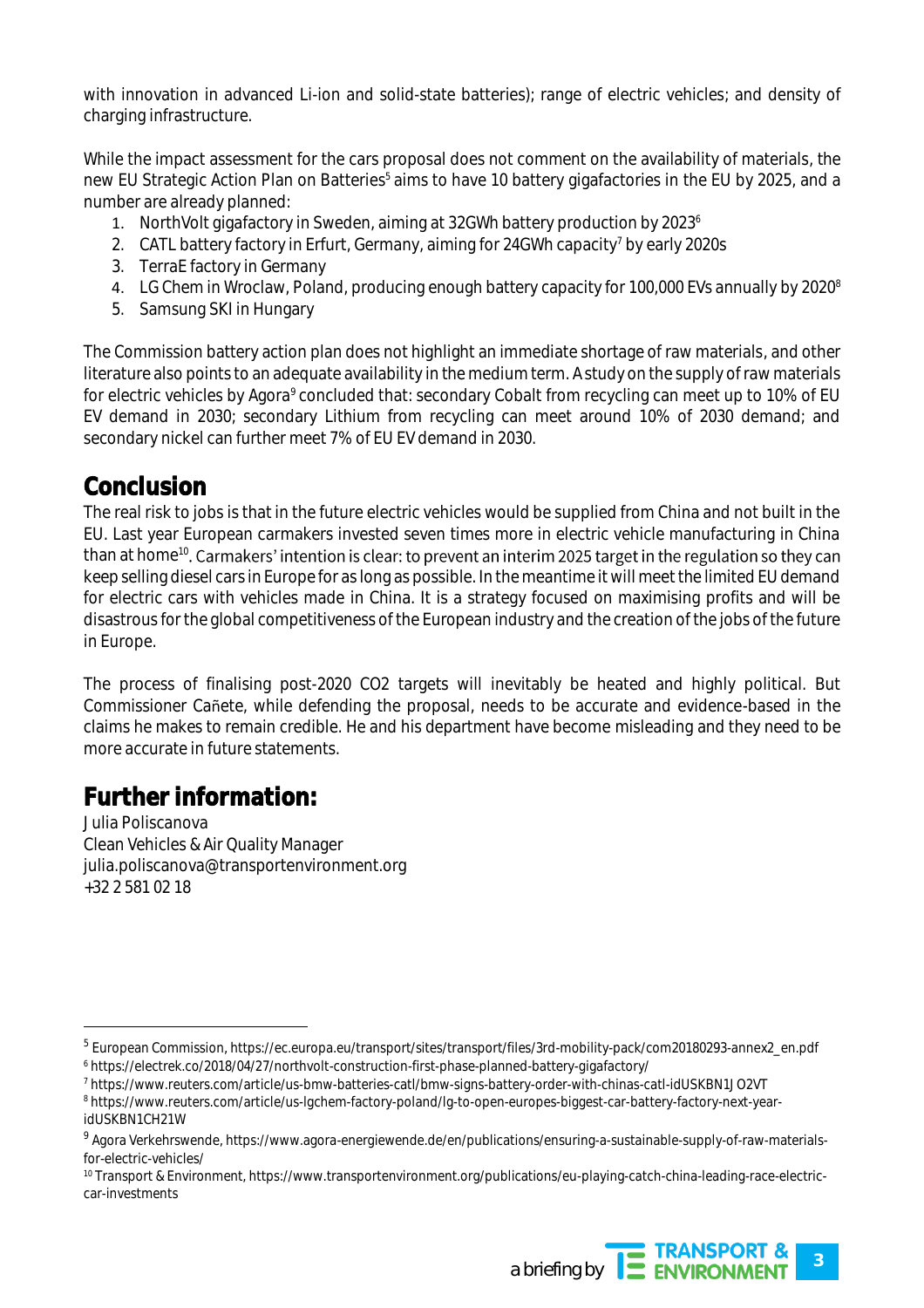with innovation in advanced Li-ion and solid-state batteries); range of electric vehicles; and density of charging infrastructure.

While the impact assessment for the cars proposal does not comment on the availability of materials, the new EU Strategic Action Plan on Batteries[5] aims to have 10 battery gigafactories in the EU by 2025, and a number are already planned:

1. NorthVolt gigafactory in Sweden, aiming at 32GWh battery production by 2023[6]
2. CATL battery factory in Erfurt, Germany, aiming for 24GWh capacity[7] by early 2020s
3. TerraE factory in Germany
4. LG Chem in Wroclaw, Poland, producing enough battery capacity for 100,000 EVs annually by 2020[8]
5. Samsung SKI in Hungary

The Commission battery action plan does not highlight an immediate shortage of raw materials, and other literature also points to an adequate availability in the medium term. A study on the supply of raw materials for electric vehicles by Agora[9] concluded that: secondary Cobalt from recycling can meet up to 10% of EU EV demand in 2030; secondary Lithium from recycling can meet around 10% of 2030 demand; and secondary nickel can further meet 7% of EU EV demand in 2030.

## Conclusion

The real risk to jobs is that in the future electric vehicles would be supplied from China and not built in the EU. Last year European carmakers invested seven times more in electric vehicle manufacturing in China than at home[10]. Carmakers' intention is clear: to prevent an interim 2025 target in the regulation so they can keep selling diesel cars in Europe for as long as possible. In the meantime it will meet the limited EU demand for electric cars with vehicles made in China. It is a strategy focused on maximising profits and will be disastrous for the global competitiveness of the European industry and the creation of the jobs of the future in Europe.

The process of finalising post-2020 CO2 targets will inevitably be heated and highly political. But Commissioner Cañete, while defending the proposal, needs to be accurate and evidence-based in the claims he makes to remain credible. He and his department have become misleading and they need to be more accurate in future statements.

## Further information:

Julia Poliscanova
Clean Vehicles & Air Quality Manager
julia.poliscanova@transportenvironment.org
+32 2 581 02 18

---

[5] European Commission, https://ec.europa.eu/transport/sites/transport/files/3rd-mobility-pack/com20180293-annex2_en.pdf
[6] https://electrek.co/2018/04/27/northvolt-construction-first-phase-planned-battery-gigafactory/
[7] https://www.reuters.com/article/us-bmw-batteries-catl/bmw-signs-battery-order-with-chinas-catl-idUSKBN1JO2VT
[8] https://www.reuters.com/article/us-lgchem-factory-poland/lg-to-open-europes-biggest-car-battery-factory-next-year-idUSKBN1CH21W
[9] Agora Verkehrswende, https://www.agora-energiewende.de/en/publications/ensuring-a-sustainable-supply-of-raw-materials-for-electric-vehicles/
[10] Transport & Environment, https://www.transportenvironment.org/publications/eu-playing-catch-china-leading-race-electric-car-investments